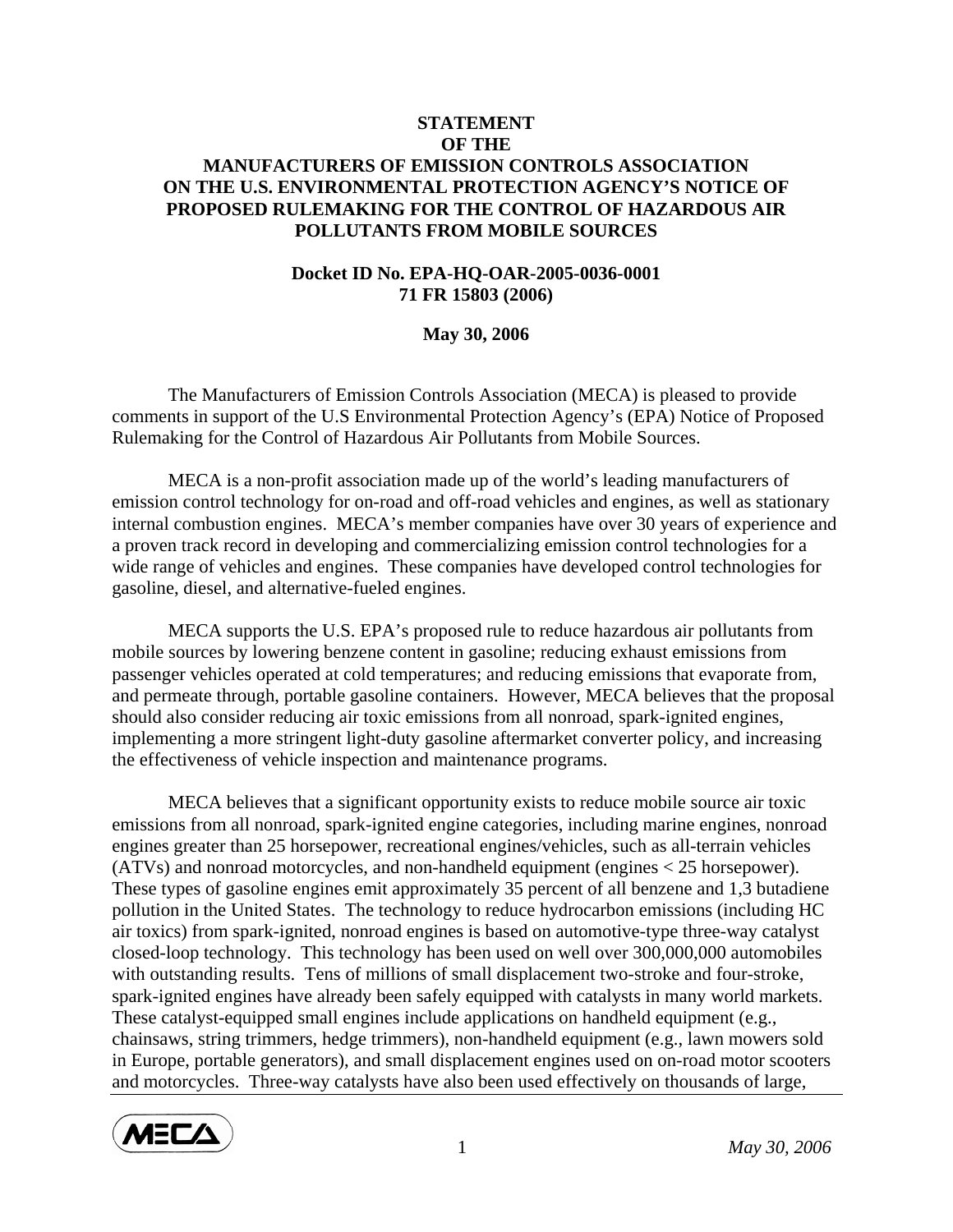**STATEMENT**
**OF THE**
**MANUFACTURERS OF EMISSION CONTROLS ASSOCIATION**
**ON THE U.S. ENVIRONMENTAL PROTECTION AGENCY'S NOTICE OF PROPOSED RULEMAKING FOR THE CONTROL OF HAZARDOUS AIR POLLUTANTS FROM MOBILE SOURCES**

**Docket ID No. EPA-HQ-OAR-2005-0036-0001**
**71 FR 15803 (2006)**

**May 30, 2006**

The Manufacturers of Emission Controls Association (MECA) is pleased to provide comments in support of the U.S Environmental Protection Agency's (EPA) Notice of Proposed Rulemaking for the Control of Hazardous Air Pollutants from Mobile Sources.

MECA is a non-profit association made up of the world's leading manufacturers of emission control technology for on-road and off-road vehicles and engines, as well as stationary internal combustion engines. MECA's member companies have over 30 years of experience and a proven track record in developing and commercializing emission control technologies for a wide range of vehicles and engines. These companies have developed control technologies for gasoline, diesel, and alternative-fueled engines.

MECA supports the U.S. EPA's proposed rule to reduce hazardous air pollutants from mobile sources by lowering benzene content in gasoline; reducing exhaust emissions from passenger vehicles operated at cold temperatures; and reducing emissions that evaporate from, and permeate through, portable gasoline containers. However, MECA believes that the proposal should also consider reducing air toxic emissions from all nonroad, spark-ignited engines, implementing a more stringent light-duty gasoline aftermarket converter policy, and increasing the effectiveness of vehicle inspection and maintenance programs.

MECA believes that a significant opportunity exists to reduce mobile source air toxic emissions from all nonroad, spark-ignited engine categories, including marine engines, nonroad engines greater than 25 horsepower, recreational engines/vehicles, such as all-terrain vehicles (ATVs) and nonroad motorcycles, and non-handheld equipment (engines < 25 horsepower). These types of gasoline engines emit approximately 35 percent of all benzene and 1,3 butadiene pollution in the United States. The technology to reduce hydrocarbon emissions (including HC air toxics) from spark-ignited, nonroad engines is based on automotive-type three-way catalyst closed-loop technology. This technology has been used on well over 300,000,000 automobiles with outstanding results. Tens of millions of small displacement two-stroke and four-stroke, spark-ignited engines have already been safely equipped with catalysts in many world markets. These catalyst-equipped small engines include applications on handheld equipment (e.g., chainsaws, string trimmers, hedge trimmers), non-handheld equipment (e.g., lawn mowers sold in Europe, portable generators), and small displacement engines used on on-road motor scooters and motorcycles. Three-way catalysts have also been used effectively on thousands of large,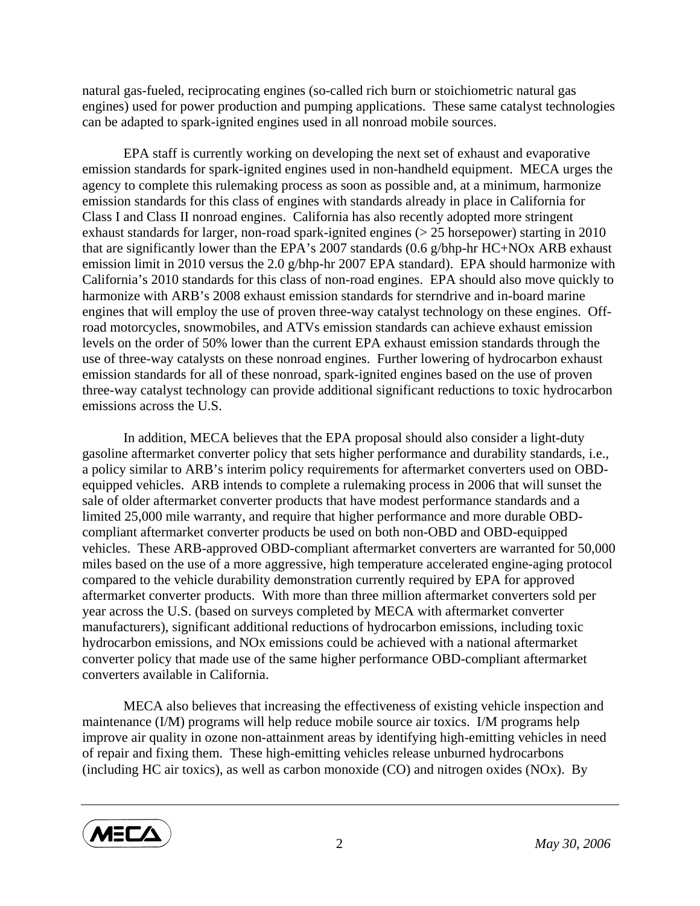natural gas-fueled, reciprocating engines (so-called rich burn or stoichiometric natural gas engines) used for power production and pumping applications. These same catalyst technologies can be adapted to spark-ignited engines used in all nonroad mobile sources.

EPA staff is currently working on developing the next set of exhaust and evaporative emission standards for spark-ignited engines used in non-handheld equipment. MECA urges the agency to complete this rulemaking process as soon as possible and, at a minimum, harmonize emission standards for this class of engines with standards already in place in California for Class I and Class II nonroad engines. California has also recently adopted more stringent exhaust standards for larger, non-road spark-ignited engines (> 25 horsepower) starting in 2010 that are significantly lower than the EPA's 2007 standards (0.6 g/bhp-hr HC+NOx ARB exhaust emission limit in 2010 versus the 2.0 g/bhp-hr 2007 EPA standard). EPA should harmonize with California's 2010 standards for this class of non-road engines. EPA should also move quickly to harmonize with ARB's 2008 exhaust emission standards for sterndrive and in-board marine engines that will employ the use of proven three-way catalyst technology on these engines. Off-road motorcycles, snowmobiles, and ATVs emission standards can achieve exhaust emission levels on the order of 50% lower than the current EPA exhaust emission standards through the use of three-way catalysts on these nonroad engines. Further lowering of hydrocarbon exhaust emission standards for all of these nonroad, spark-ignited engines based on the use of proven three-way catalyst technology can provide additional significant reductions to toxic hydrocarbon emissions across the U.S.

In addition, MECA believes that the EPA proposal should also consider a light-duty gasoline aftermarket converter policy that sets higher performance and durability standards, i.e., a policy similar to ARB's interim policy requirements for aftermarket converters used on OBD-equipped vehicles. ARB intends to complete a rulemaking process in 2006 that will sunset the sale of older aftermarket converter products that have modest performance standards and a limited 25,000 mile warranty, and require that higher performance and more durable OBD-compliant aftermarket converter products be used on both non-OBD and OBD-equipped vehicles. These ARB-approved OBD-compliant aftermarket converters are warranted for 50,000 miles based on the use of a more aggressive, high temperature accelerated engine-aging protocol compared to the vehicle durability demonstration currently required by EPA for approved aftermarket converter products. With more than three million aftermarket converters sold per year across the U.S. (based on surveys completed by MECA with aftermarket converter manufacturers), significant additional reductions of hydrocarbon emissions, including toxic hydrocarbon emissions, and NOx emissions could be achieved with a national aftermarket converter policy that made use of the same higher performance OBD-compliant aftermarket converters available in California.

MECA also believes that increasing the effectiveness of existing vehicle inspection and maintenance (I/M) programs will help reduce mobile source air toxics. I/M programs help improve air quality in ozone non-attainment areas by identifying high-emitting vehicles in need of repair and fixing them. These high-emitting vehicles release unburned hydrocarbons (including HC air toxics), as well as carbon monoxide (CO) and nitrogen oxides (NOx). By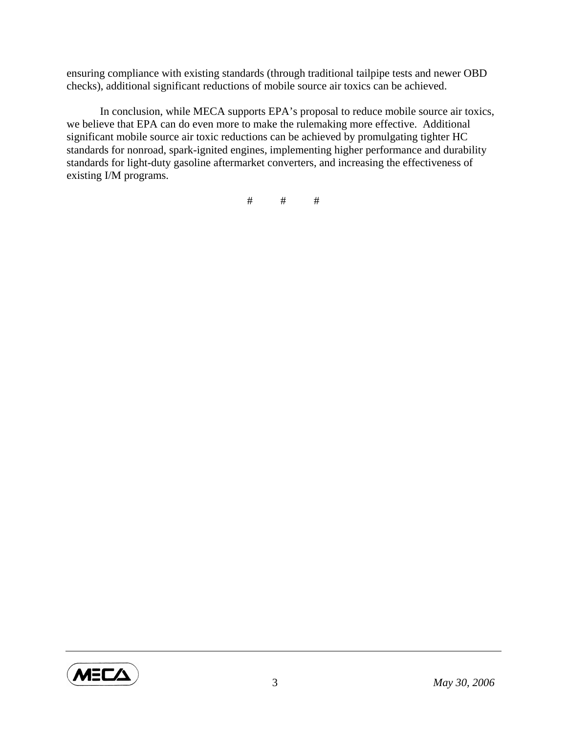ensuring compliance with existing standards (through traditional tailpipe tests and newer OBD checks), additional significant reductions of mobile source air toxics can be achieved.

In conclusion, while MECA supports EPA's proposal to reduce mobile source air toxics, we believe that EPA can do even more to make the rulemaking more effective. Additional significant mobile source air toxic reductions can be achieved by promulgating tighter HC standards for nonroad, spark-ignited engines, implementing higher performance and durability standards for light-duty gasoline aftermarket converters, and increasing the effectiveness of existing I/M programs.

# # #